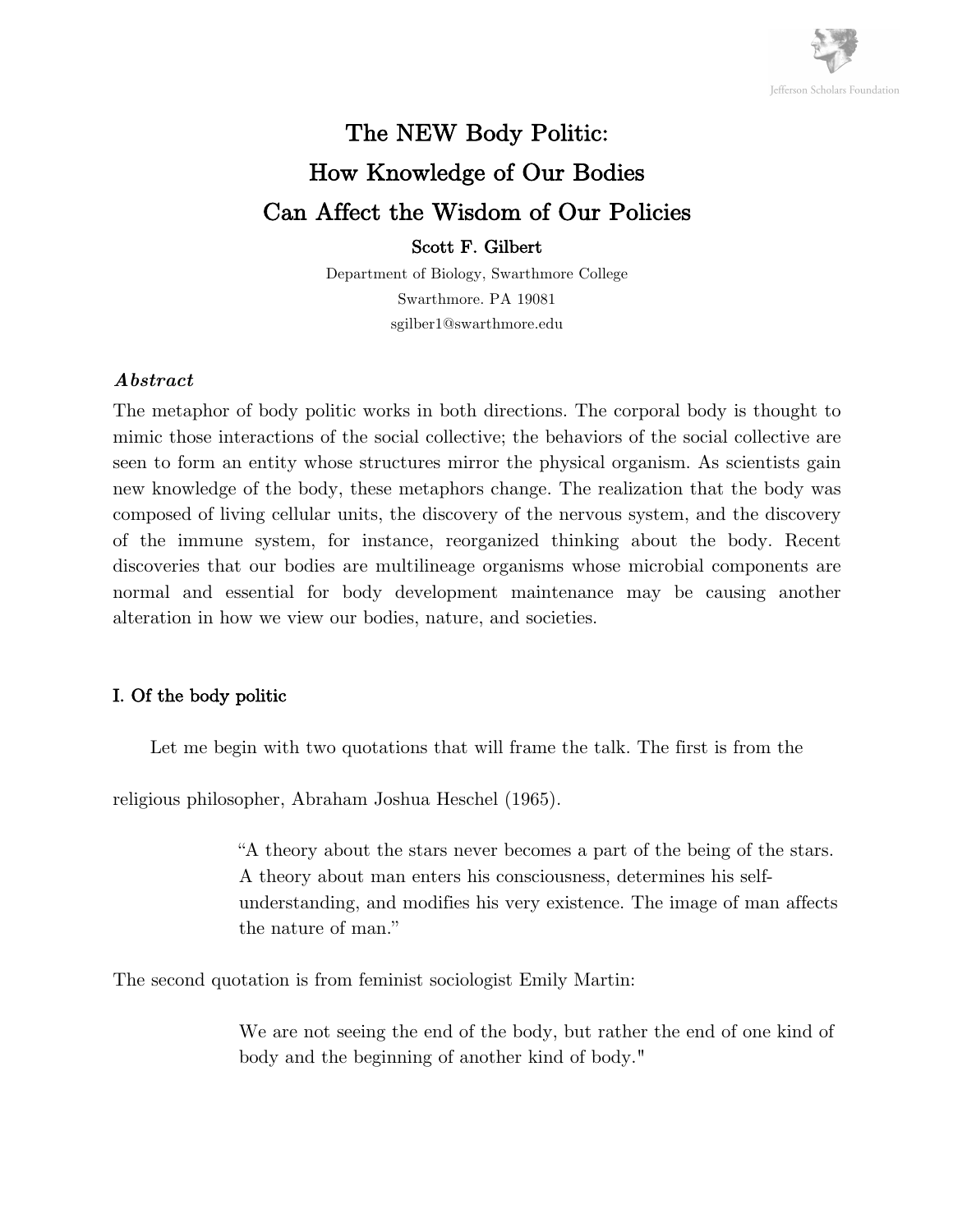# The NEW Body Politic: How Knowledge of Our Bodies Can Affect the Wisdom of Our Policies

**Scott F. Gilbert**

Department of Biology, Swarthmore College

Swarthmore. PA 19081

sgilber1@swarthmore.edu

### *Abstract*

The metaphor of body politic works in both directions. The corporal body is thought to mimic those interactions of the social collective; the behaviors of the social collective are seen to form an entity whose structures mirror the physical organism. As scientists gain new knowledge of the body, these metaphors change. The realization that the body was composed of living cellular units, the discovery of the nervous system, and the discovery of the immune system, for instance, reorganized thinking about the body. Recent discoveries that our bodies are multilineage organisms whose microbial components are normal and essential for body development maintenance may be causing another alteration in how we view our bodies, nature, and societies.

## I. Of the body politic

Let me begin with two quotations that will frame the talk. The first is from the religious philosopher, Abraham Joshua Heschel (1965).

> "A theory about the stars never becomes a part of the being of the stars. A theory about man enters his consciousness, determines his self-understanding, and modifies his very existence. The image of man affects the nature of man."

The second quotation is from feminist sociologist Emily Martin:

> We are not seeing the end of the body, but rather the end of one kind of body and the beginning of another kind of body."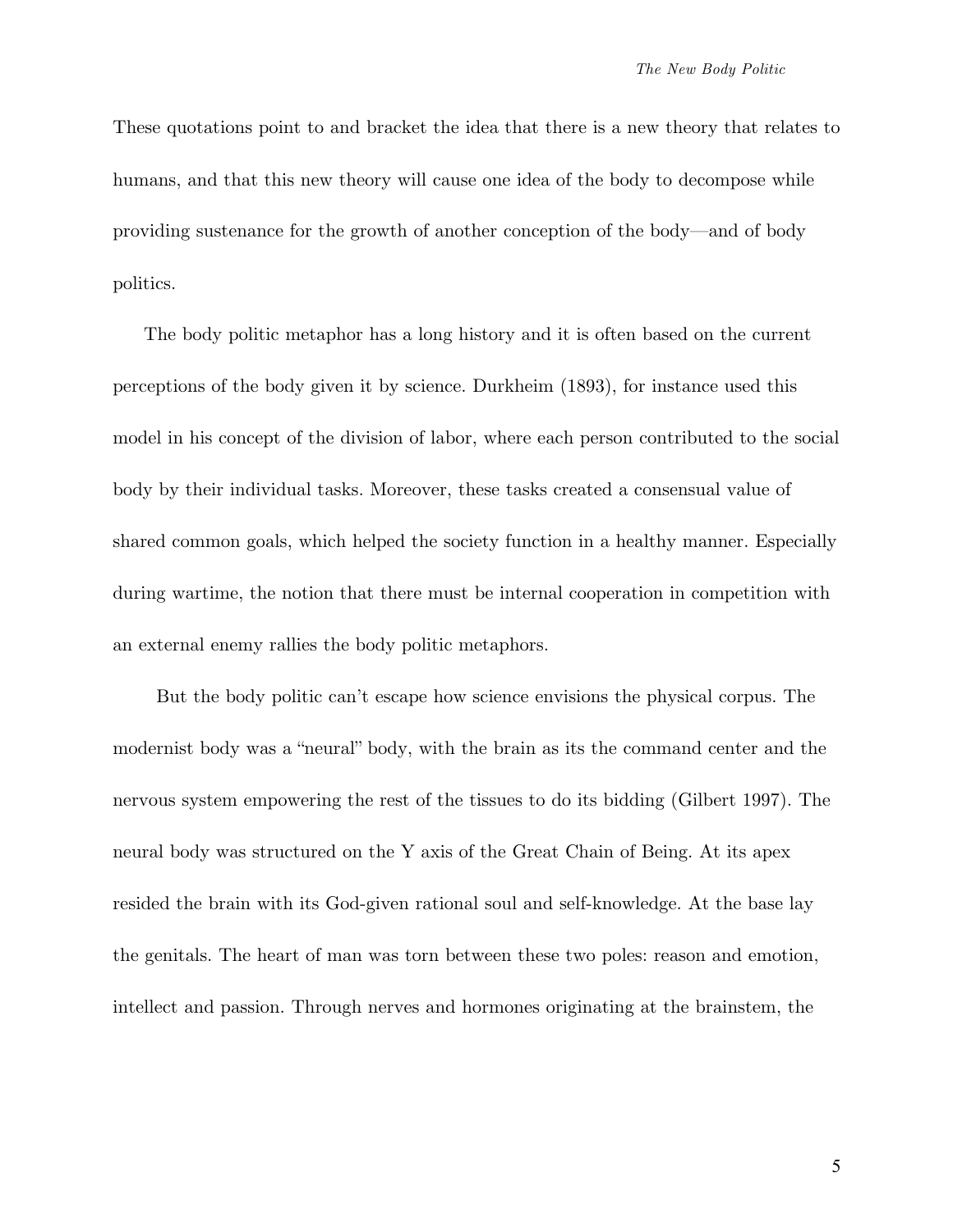These quotations point to and bracket the idea that there is a new theory that relates to humans, and that this new theory will cause one idea of the body to decompose while providing sustenance for the growth of another conception of the body—and of body politics.

The body politic metaphor has a long history and it is often based on the current perceptions of the body given it by science. Durkheim (1893), for instance used this model in his concept of the division of labor, where each person contributed to the social body by their individual tasks. Moreover, these tasks created a consensual value of shared common goals, which helped the society function in a healthy manner. Especially during wartime, the notion that there must be internal cooperation in competition with an external enemy rallies the body politic metaphors.

But the body politic can't escape how science envisions the physical corpus. The modernist body was a "neural" body, with the brain as its the command center and the nervous system empowering the rest of the tissues to do its bidding (Gilbert 1997). The neural body was structured on the Y axis of the Great Chain of Being. At its apex resided the brain with its God-given rational soul and self-knowledge. At the base lay the genitals. The heart of man was torn between these two poles: reason and emotion, intellect and passion. Through nerves and hormones originating at the brainstem, the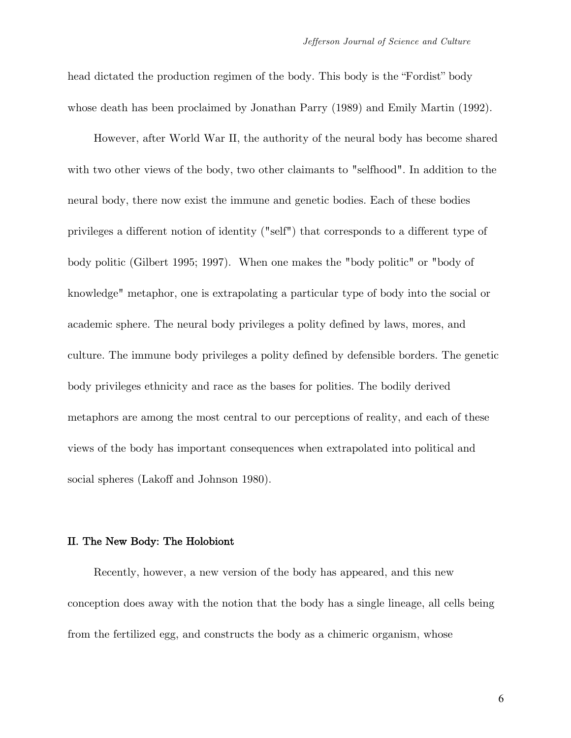head dictated the production regimen of the body. This body is the "Fordist" body whose death has been proclaimed by Jonathan Parry (1989) and Emily Martin (1992).

However, after World War II, the authority of the neural body has become shared with two other views of the body, two other claimants to "selfhood". In addition to the neural body, there now exist the immune and genetic bodies. Each of these bodies privileges a different notion of identity ("self") that corresponds to a different type of body politic (Gilbert 1995; 1997). When one makes the "body politic" or "body of knowledge" metaphor, one is extrapolating a particular type of body into the social or academic sphere. The neural body privileges a polity defined by laws, mores, and culture. The immune body privileges a polity defined by defensible borders. The genetic body privileges ethnicity and race as the bases for polities. The bodily derived metaphors are among the most central to our perceptions of reality, and each of these views of the body has important consequences when extrapolated into political and social spheres (Lakoff and Johnson 1980).

## II. The New Body: The Holobiont

Recently, however, a new version of the body has appeared, and this new conception does away with the notion that the body has a single lineage, all cells being from the fertilized egg, and constructs the body as a chimeric organism, whose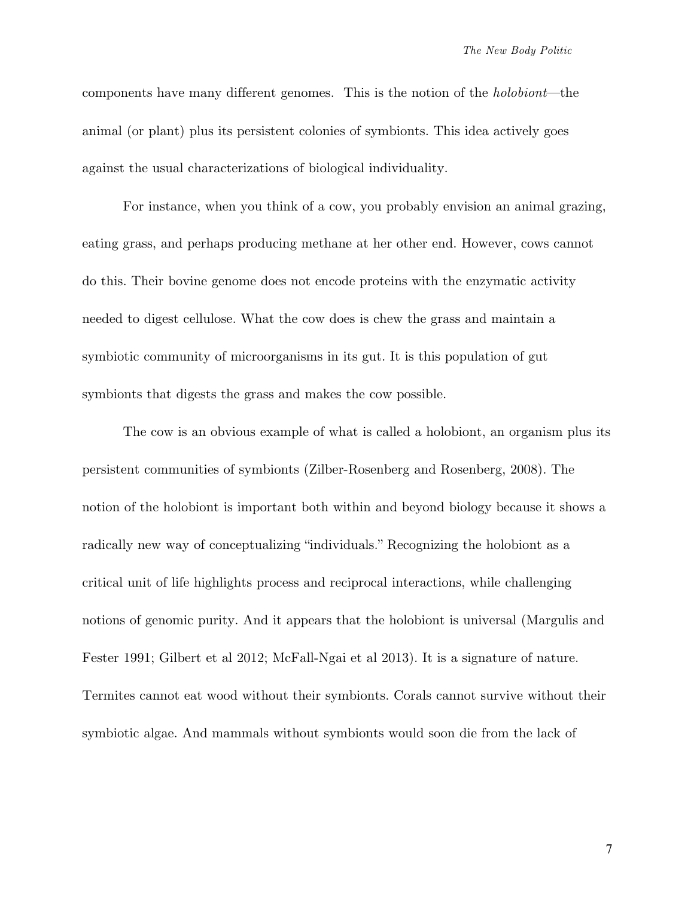components have many different genomes. This is the notion of the *holobiont*—the animal (or plant) plus its persistent colonies of symbionts. This idea actively goes against the usual characterizations of biological individuality.

For instance, when you think of a cow, you probably envision an animal grazing, eating grass, and perhaps producing methane at her other end. However, cows cannot do this. Their bovine genome does not encode proteins with the enzymatic activity needed to digest cellulose. What the cow does is chew the grass and maintain a symbiotic community of microorganisms in its gut. It is this population of gut symbionts that digests the grass and makes the cow possible.

The cow is an obvious example of what is called a holobiont, an organism plus its persistent communities of symbionts (Zilber-Rosenberg and Rosenberg, 2008). The notion of the holobiont is important both within and beyond biology because it shows a radically new way of conceptualizing "individuals." Recognizing the holobiont as a critical unit of life highlights process and reciprocal interactions, while challenging notions of genomic purity. And it appears that the holobiont is universal (Margulis and Fester 1991; Gilbert et al 2012; McFall-Ngai et al 2013). It is a signature of nature. Termites cannot eat wood without their symbionts. Corals cannot survive without their symbiotic algae. And mammals without symbionts would soon die from the lack of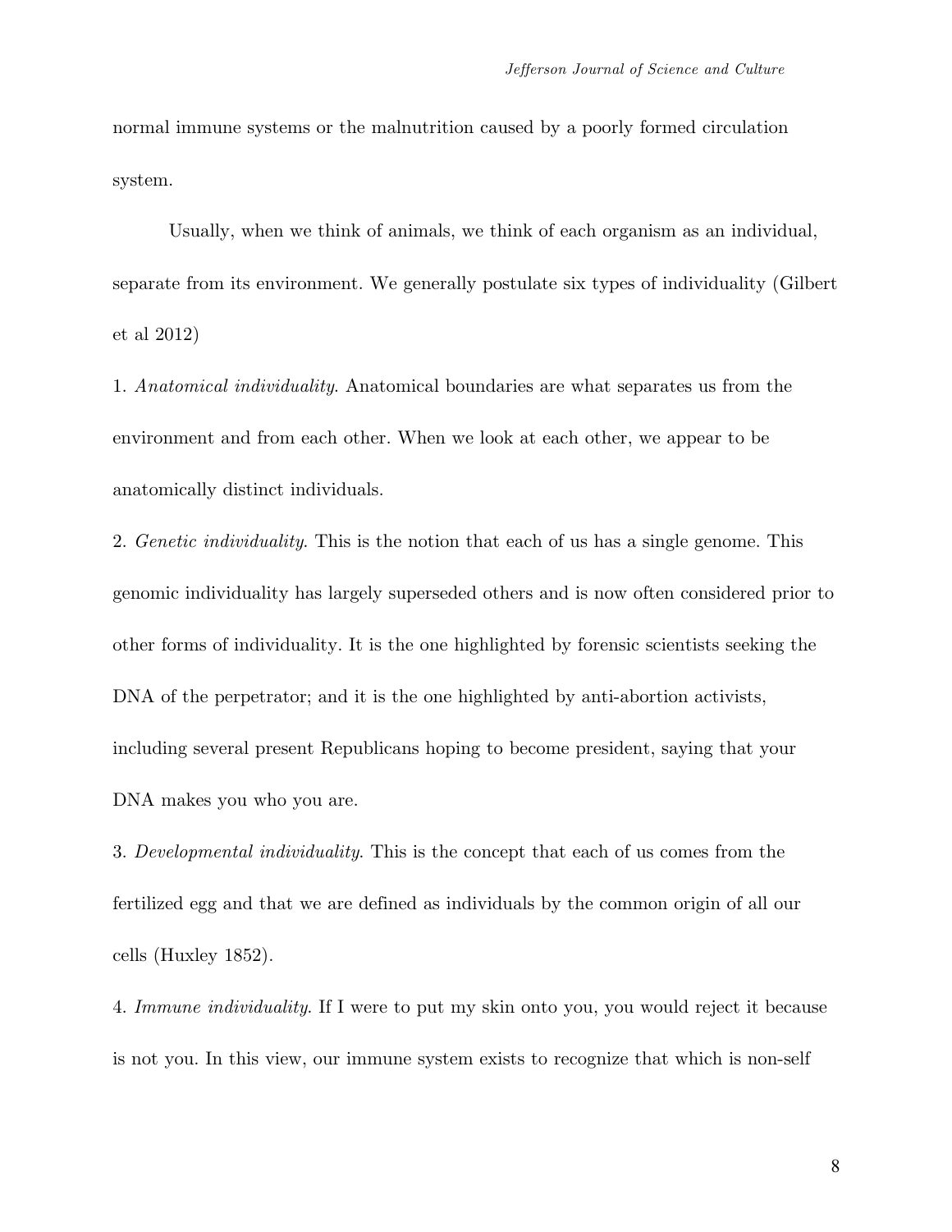normal immune systems or the malnutrition caused by a poorly formed circulation system.

Usually, when we think of animals, we think of each organism as an individual, separate from its environment. We generally postulate six types of individuality (Gilbert et al 2012)

1. *Anatomical individuality*. Anatomical boundaries are what separates us from the environment and from each other. When we look at each other, we appear to be anatomically distinct individuals.

2. *Genetic individuality*. This is the notion that each of us has a single genome. This genomic individuality has largely superseded others and is now often considered prior to other forms of individuality. It is the one highlighted by forensic scientists seeking the DNA of the perpetrator; and it is the one highlighted by anti-abortion activists, including several present Republicans hoping to become president, saying that your DNA makes you who you are.

3. *Developmental individuality*. This is the concept that each of us comes from the fertilized egg and that we are defined as individuals by the common origin of all our cells (Huxley 1852).

4. *Immune individuality*. If I were to put my skin onto you, you would reject it because is not you. In this view, our immune system exists to recognize that which is non-self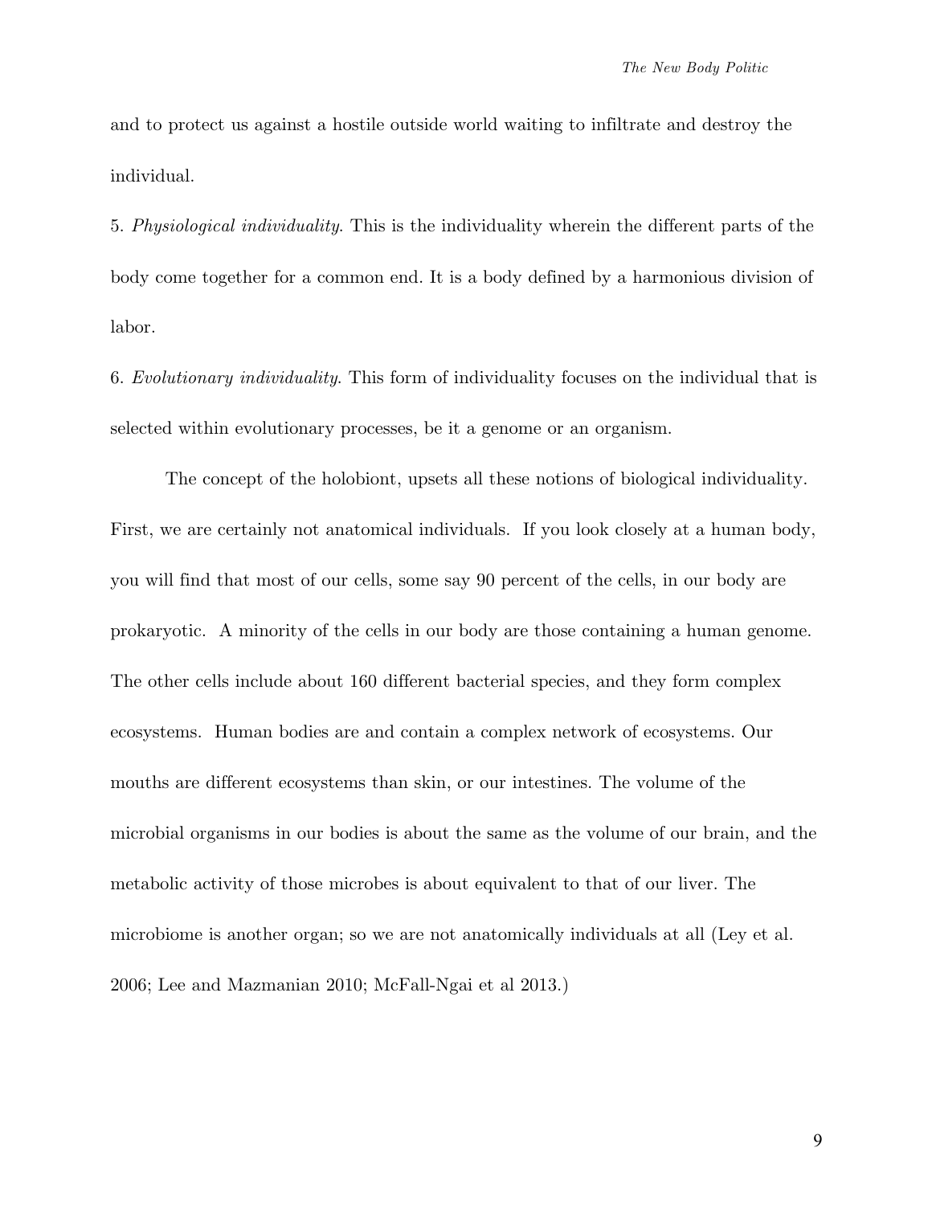and to protect us against a hostile outside world waiting to infiltrate and destroy the individual.

5. *Physiological individuality*. This is the individuality wherein the different parts of the body come together for a common end. It is a body defined by a harmonious division of labor.

6. *Evolutionary individuality*. This form of individuality focuses on the individual that is selected within evolutionary processes, be it a genome or an organism.

The concept of the holobiont, upsets all these notions of biological individuality. First, we are certainly not anatomical individuals. If you look closely at a human body, you will find that most of our cells, some say 90 percent of the cells, in our body are prokaryotic. A minority of the cells in our body are those containing a human genome. The other cells include about 160 different bacterial species, and they form complex ecosystems. Human bodies are and contain a complex network of ecosystems. Our mouths are different ecosystems than skin, or our intestines. The volume of the microbial organisms in our bodies is about the same as the volume of our brain, and the metabolic activity of those microbes is about equivalent to that of our liver. The microbiome is another organ; so we are not anatomically individuals at all (Ley et al. 2006; Lee and Mazmanian 2010; McFall-Ngai et al 2013.)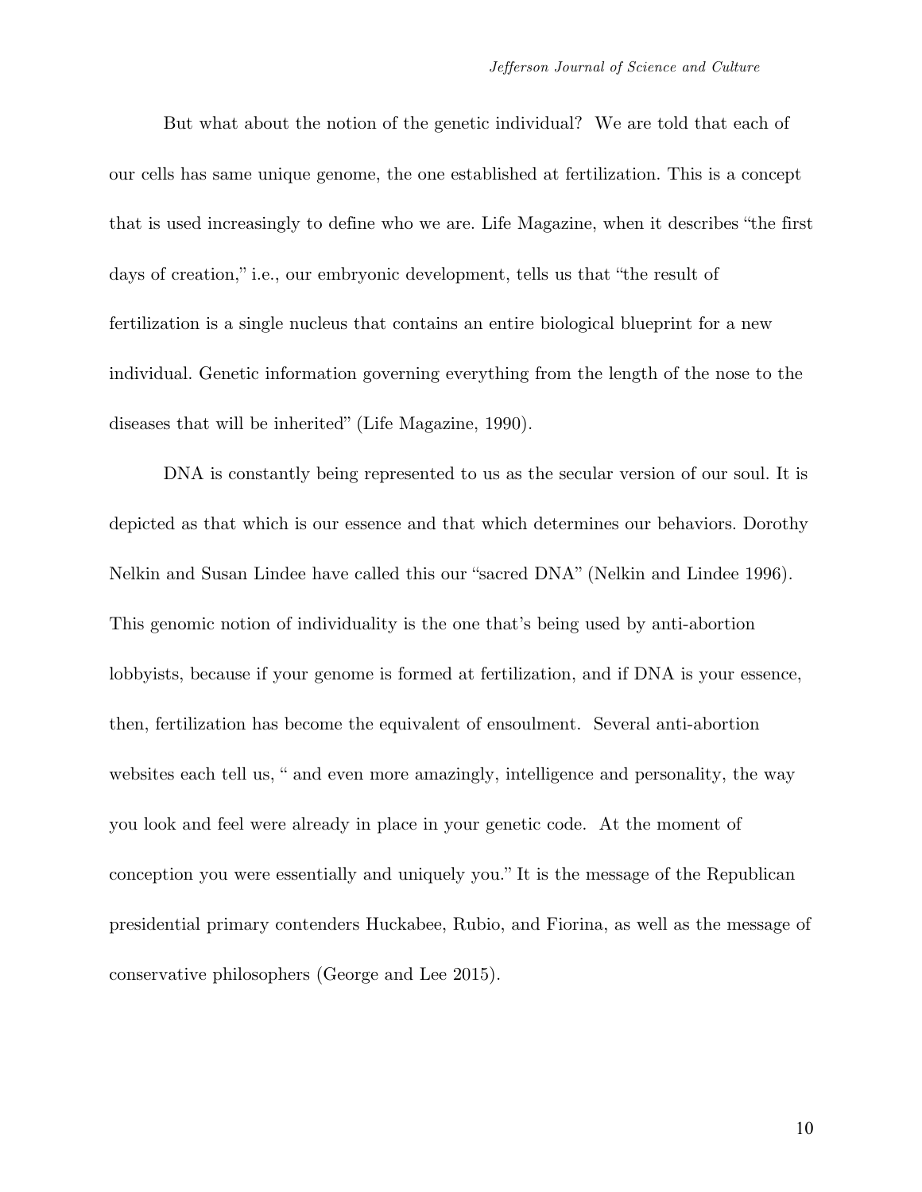But what about the notion of the genetic individual? We are told that each of our cells has same unique genome, the one established at fertilization. This is a concept that is used increasingly to define who we are. Life Magazine, when it describes "the first days of creation," i.e., our embryonic development, tells us that "the result of fertilization is a single nucleus that contains an entire biological blueprint for a new individual. Genetic information governing everything from the length of the nose to the diseases that will be inherited" (Life Magazine, 1990).

DNA is constantly being represented to us as the secular version of our soul. It is depicted as that which is our essence and that which determines our behaviors. Dorothy Nelkin and Susan Lindee have called this our "sacred DNA" (Nelkin and Lindee 1996). This genomic notion of individuality is the one that's being used by anti-abortion lobbyists, because if your genome is formed at fertilization, and if DNA is your essence, then, fertilization has become the equivalent of ensoulment. Several anti-abortion websites each tell us, " and even more amazingly, intelligence and personality, the way you look and feel were already in place in your genetic code. At the moment of conception you were essentially and uniquely you." It is the message of the Republican presidential primary contenders Huckabee, Rubio, and Fiorina, as well as the message of conservative philosophers (George and Lee 2015).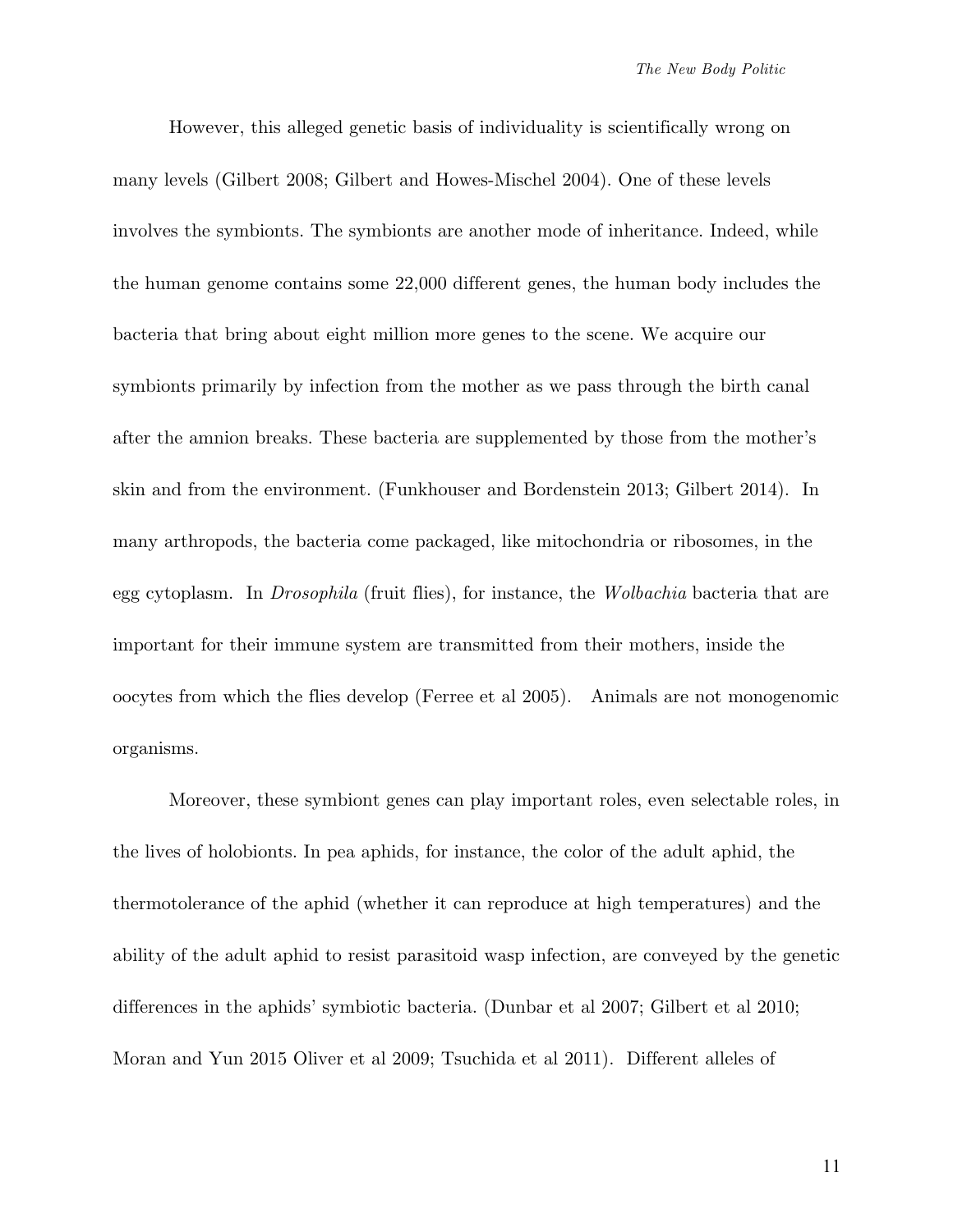However, this alleged genetic basis of individuality is scientifically wrong on many levels (Gilbert 2008; Gilbert and Howes-Mischel 2004). One of these levels involves the symbionts. The symbionts are another mode of inheritance. Indeed, while the human genome contains some 22,000 different genes, the human body includes the bacteria that bring about eight million more genes to the scene. We acquire our symbionts primarily by infection from the mother as we pass through the birth canal after the amnion breaks. These bacteria are supplemented by those from the mother's skin and from the environment. (Funkhouser and Bordenstein 2013; Gilbert 2014). In many arthropods, the bacteria come packaged, like mitochondria or ribosomes, in the egg cytoplasm. In *Drosophila* (fruit flies), for instance, the *Wolbachia* bacteria that are important for their immune system are transmitted from their mothers, inside the oocytes from which the flies develop (Ferree et al 2005). Animals are not monogenomic organisms.

Moreover, these symbiont genes can play important roles, even selectable roles, in the lives of holobionts. In pea aphids, for instance, the color of the adult aphid, the thermotolerance of the aphid (whether it can reproduce at high temperatures) and the ability of the adult aphid to resist parasitoid wasp infection, are conveyed by the genetic differences in the aphids' symbiotic bacteria. (Dunbar et al 2007; Gilbert et al 2010; Moran and Yun 2015 Oliver et al 2009; Tsuchida et al 2011). Different alleles of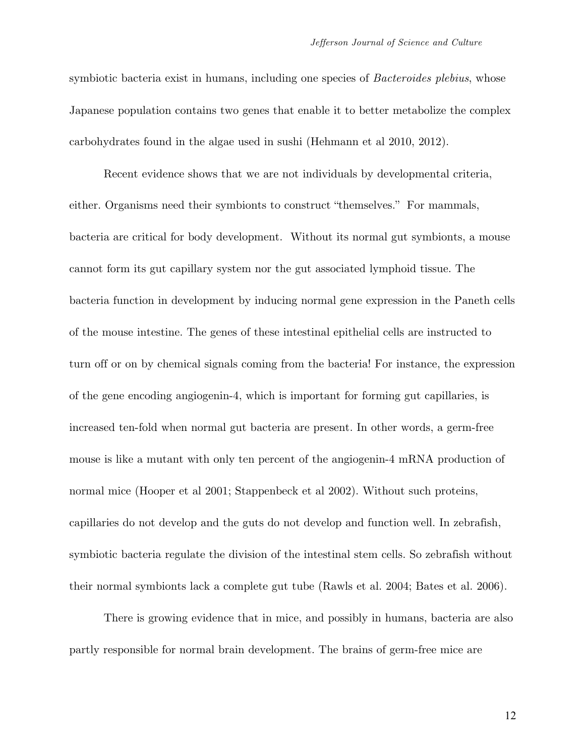symbiotic bacteria exist in humans, including one species of *Bacteroides plebius*, whose Japanese population contains two genes that enable it to better metabolize the complex carbohydrates found in the algae used in sushi (Hehmann et al 2010, 2012).

Recent evidence shows that we are not individuals by developmental criteria, either. Organisms need their symbionts to construct "themselves." For mammals, bacteria are critical for body development. Without its normal gut symbionts, a mouse cannot form its gut capillary system nor the gut associated lymphoid tissue. The bacteria function in development by inducing normal gene expression in the Paneth cells of the mouse intestine. The genes of these intestinal epithelial cells are instructed to turn off or on by chemical signals coming from the bacteria! For instance, the expression of the gene encoding angiogenin-4, which is important for forming gut capillaries, is increased ten-fold when normal gut bacteria are present. In other words, a germ-free mouse is like a mutant with only ten percent of the angiogenin-4 mRNA production of normal mice (Hooper et al 2001; Stappenbeck et al 2002). Without such proteins, capillaries do not develop and the guts do not develop and function well. In zebrafish, symbiotic bacteria regulate the division of the intestinal stem cells. So zebrafish without their normal symbionts lack a complete gut tube (Rawls et al. 2004; Bates et al. 2006).

There is growing evidence that in mice, and possibly in humans, bacteria are also partly responsible for normal brain development. The brains of germ-free mice are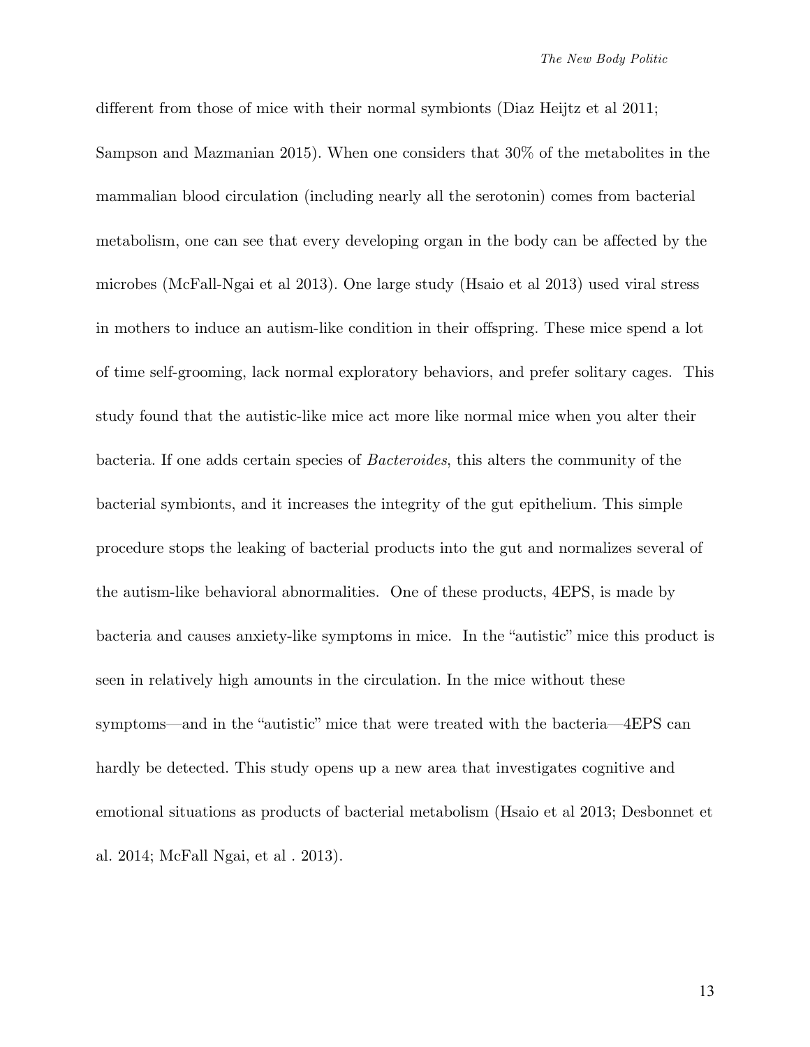different from those of mice with their normal symbionts (Diaz Heijtz et al 2011; Sampson and Mazmanian 2015). When one considers that 30% of the metabolites in the mammalian blood circulation (including nearly all the serotonin) comes from bacterial metabolism, one can see that every developing organ in the body can be affected by the microbes (McFall-Ngai et al 2013). One large study (Hsaio et al 2013) used viral stress in mothers to induce an autism-like condition in their offspring. These mice spend a lot of time self-grooming, lack normal exploratory behaviors, and prefer solitary cages. This study found that the autistic-like mice act more like normal mice when you alter their bacteria. If one adds certain species of *Bacteroides*, this alters the community of the bacterial symbionts, and it increases the integrity of the gut epithelium. This simple procedure stops the leaking of bacterial products into the gut and normalizes several of the autism-like behavioral abnormalities. One of these products, 4EPS, is made by bacteria and causes anxiety-like symptoms in mice. In the "autistic" mice this product is seen in relatively high amounts in the circulation. In the mice without these symptoms—and in the "autistic" mice that were treated with the bacteria—4EPS can hardly be detected. This study opens up a new area that investigates cognitive and emotional situations as products of bacterial metabolism (Hsaio et al 2013; Desbonnet et al. 2014; McFall Ngai, et al . 2013).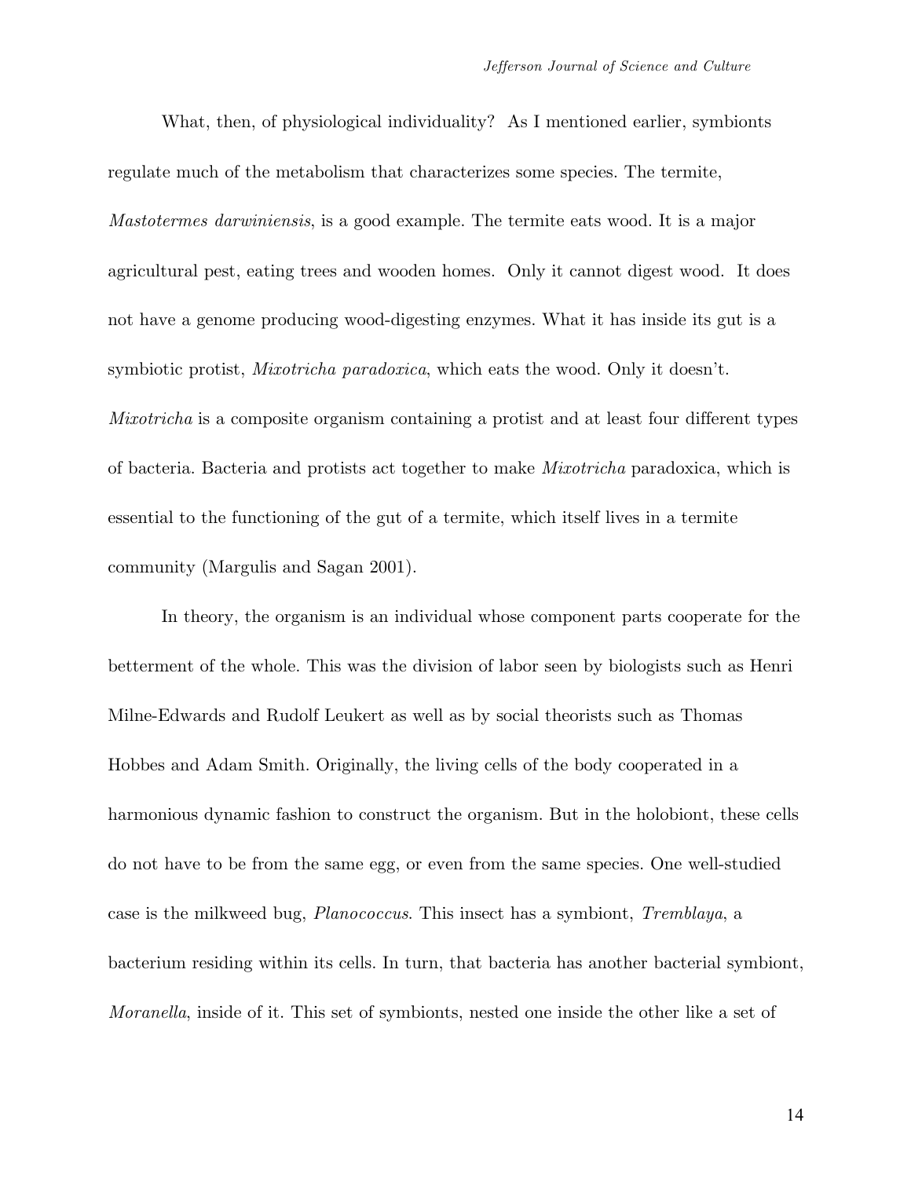What, then, of physiological individuality? As I mentioned earlier, symbionts regulate much of the metabolism that characterizes some species. The termite, *Mastotermes darwiniensis*, is a good example. The termite eats wood. It is a major agricultural pest, eating trees and wooden homes. Only it cannot digest wood. It does not have a genome producing wood-digesting enzymes. What it has inside its gut is a symbiotic protist, *Mixotricha paradoxica*, which eats the wood. Only it doesn't. *Mixotricha* is a composite organism containing a protist and at least four different types of bacteria. Bacteria and protists act together to make *Mixotricha* paradoxica, which is essential to the functioning of the gut of a termite, which itself lives in a termite community (Margulis and Sagan 2001).

In theory, the organism is an individual whose component parts cooperate for the betterment of the whole. This was the division of labor seen by biologists such as Henri Milne-Edwards and Rudolf Leukert as well as by social theorists such as Thomas Hobbes and Adam Smith. Originally, the living cells of the body cooperated in a harmonious dynamic fashion to construct the organism. But in the holobiont, these cells do not have to be from the same egg, or even from the same species. One well-studied case is the milkweed bug, *Planococcus*. This insect has a symbiont, *Tremblaya*, a bacterium residing within its cells. In turn, that bacteria has another bacterial symbiont, *Moranella*, inside of it. This set of symbionts, nested one inside the other like a set of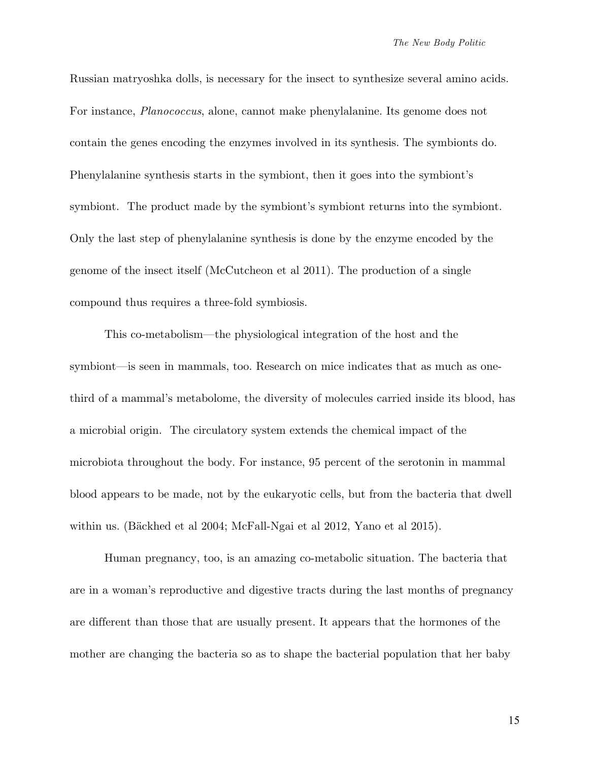Russian matryoshka dolls, is necessary for the insect to synthesize several amino acids. For instance, *Planococcus*, alone, cannot make phenylalanine. Its genome does not contain the genes encoding the enzymes involved in its synthesis. The symbionts do. Phenylalanine synthesis starts in the symbiont, then it goes into the symbiont's symbiont. The product made by the symbiont's symbiont returns into the symbiont. Only the last step of phenylalanine synthesis is done by the enzyme encoded by the genome of the insect itself (McCutcheon et al 2011). The production of a single compound thus requires a three-fold symbiosis.

This co-metabolism—the physiological integration of the host and the symbiont—is seen in mammals, too. Research on mice indicates that as much as one-third of a mammal's metabolome, the diversity of molecules carried inside its blood, has a microbial origin. The circulatory system extends the chemical impact of the microbiota throughout the body. For instance, 95 percent of the serotonin in mammal blood appears to be made, not by the eukaryotic cells, but from the bacteria that dwell within us. (Bäckhed et al 2004; McFall-Ngai et al 2012, Yano et al 2015).

Human pregnancy, too, is an amazing co-metabolic situation. The bacteria that are in a woman's reproductive and digestive tracts during the last months of pregnancy are different than those that are usually present. It appears that the hormones of the mother are changing the bacteria so as to shape the bacterial population that her baby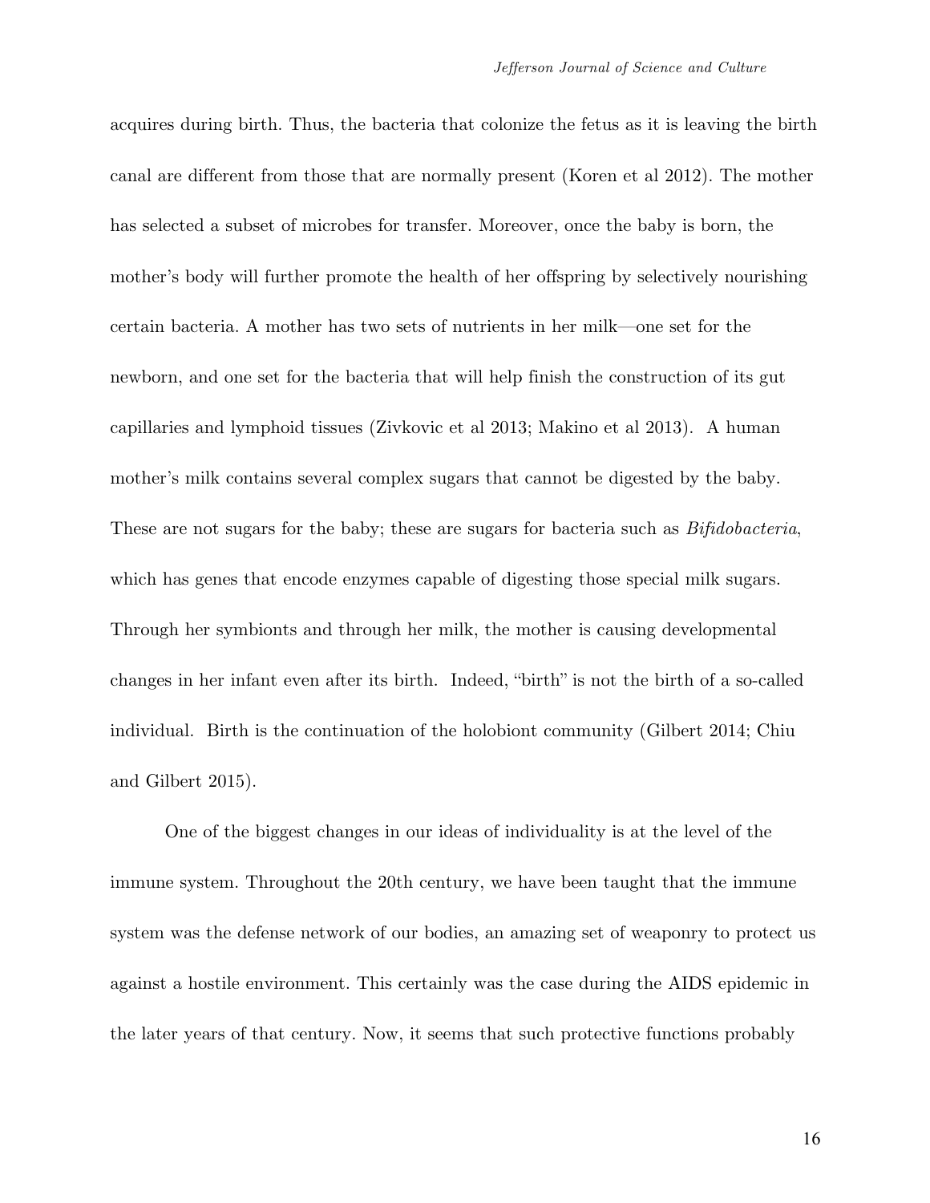acquires during birth. Thus, the bacteria that colonize the fetus as it is leaving the birth canal are different from those that are normally present (Koren et al 2012). The mother has selected a subset of microbes for transfer. Moreover, once the baby is born, the mother's body will further promote the health of her offspring by selectively nourishing certain bacteria. A mother has two sets of nutrients in her milk—one set for the newborn, and one set for the bacteria that will help finish the construction of its gut capillaries and lymphoid tissues (Zivkovic et al 2013; Makino et al 2013). A human mother's milk contains several complex sugars that cannot be digested by the baby. These are not sugars for the baby; these are sugars for bacteria such as *Bifidobacteria*, which has genes that encode enzymes capable of digesting those special milk sugars. Through her symbionts and through her milk, the mother is causing developmental changes in her infant even after its birth. Indeed, "birth" is not the birth of a so-called individual. Birth is the continuation of the holobiont community (Gilbert 2014; Chiu and Gilbert 2015).

One of the biggest changes in our ideas of individuality is at the level of the immune system. Throughout the 20th century, we have been taught that the immune system was the defense network of our bodies, an amazing set of weaponry to protect us against a hostile environment. This certainly was the case during the AIDS epidemic in the later years of that century. Now, it seems that such protective functions probably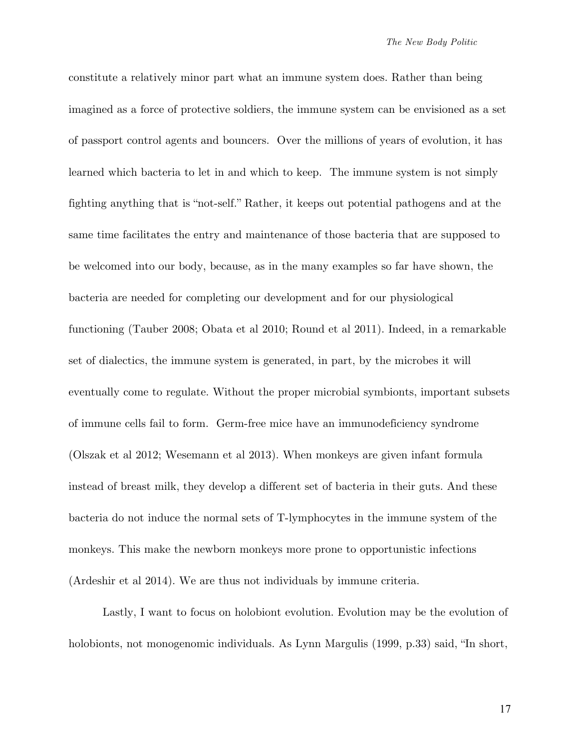constitute a relatively minor part what an immune system does. Rather than being imagined as a force of protective soldiers, the immune system can be envisioned as a set of passport control agents and bouncers. Over the millions of years of evolution, it has learned which bacteria to let in and which to keep. The immune system is not simply fighting anything that is "not-self." Rather, it keeps out potential pathogens and at the same time facilitates the entry and maintenance of those bacteria that are supposed to be welcomed into our body, because, as in the many examples so far have shown, the bacteria are needed for completing our development and for our physiological functioning (Tauber 2008; Obata et al 2010; Round et al 2011). Indeed, in a remarkable set of dialectics, the immune system is generated, in part, by the microbes it will eventually come to regulate. Without the proper microbial symbionts, important subsets of immune cells fail to form. Germ-free mice have an immunodeficiency syndrome (Olszak et al 2012; Wesemann et al 2013). When monkeys are given infant formula instead of breast milk, they develop a different set of bacteria in their guts. And these bacteria do not induce the normal sets of T-lymphocytes in the immune system of the monkeys. This make the newborn monkeys more prone to opportunistic infections (Ardeshir et al 2014). We are thus not individuals by immune criteria.

Lastly, I want to focus on holobiont evolution. Evolution may be the evolution of holobionts, not monogenomic individuals. As Lynn Margulis (1999, p.33) said, "In short,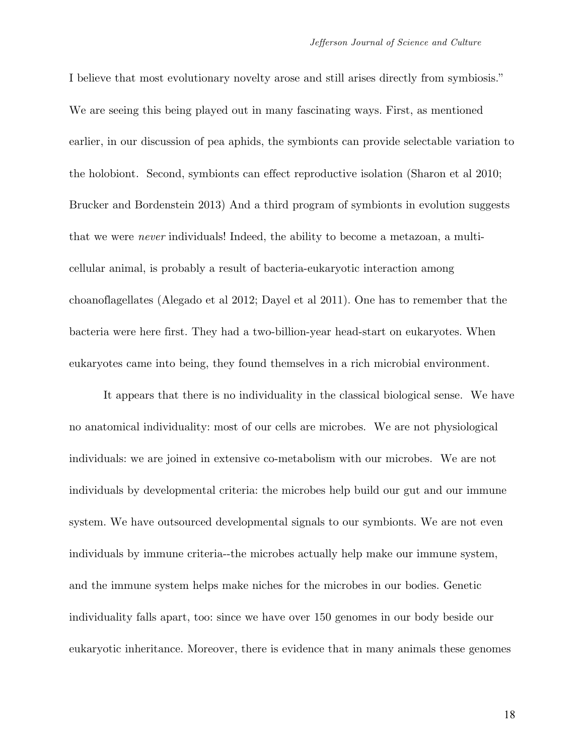I believe that most evolutionary novelty arose and still arises directly from symbiosis." We are seeing this being played out in many fascinating ways. First, as mentioned earlier, in our discussion of pea aphids, the symbionts can provide selectable variation to the holobiont. Second, symbionts can effect reproductive isolation (Sharon et al 2010; Brucker and Bordenstein 2013) And a third program of symbionts in evolution suggests that we were *never* individuals! Indeed, the ability to become a metazoan, a multi-cellular animal, is probably a result of bacteria-eukaryotic interaction among choanoflagellates (Alegado et al 2012; Dayel et al 2011). One has to remember that the bacteria were here first. They had a two-billion-year head-start on eukaryotes. When eukaryotes came into being, they found themselves in a rich microbial environment.

It appears that there is no individuality in the classical biological sense. We have no anatomical individuality: most of our cells are microbes. We are not physiological individuals: we are joined in extensive co-metabolism with our microbes. We are not individuals by developmental criteria: the microbes help build our gut and our immune system. We have outsourced developmental signals to our symbionts. We are not even individuals by immune criteria--the microbes actually help make our immune system, and the immune system helps make niches for the microbes in our bodies. Genetic individuality falls apart, too: since we have over 150 genomes in our body beside our eukaryotic inheritance. Moreover, there is evidence that in many animals these genomes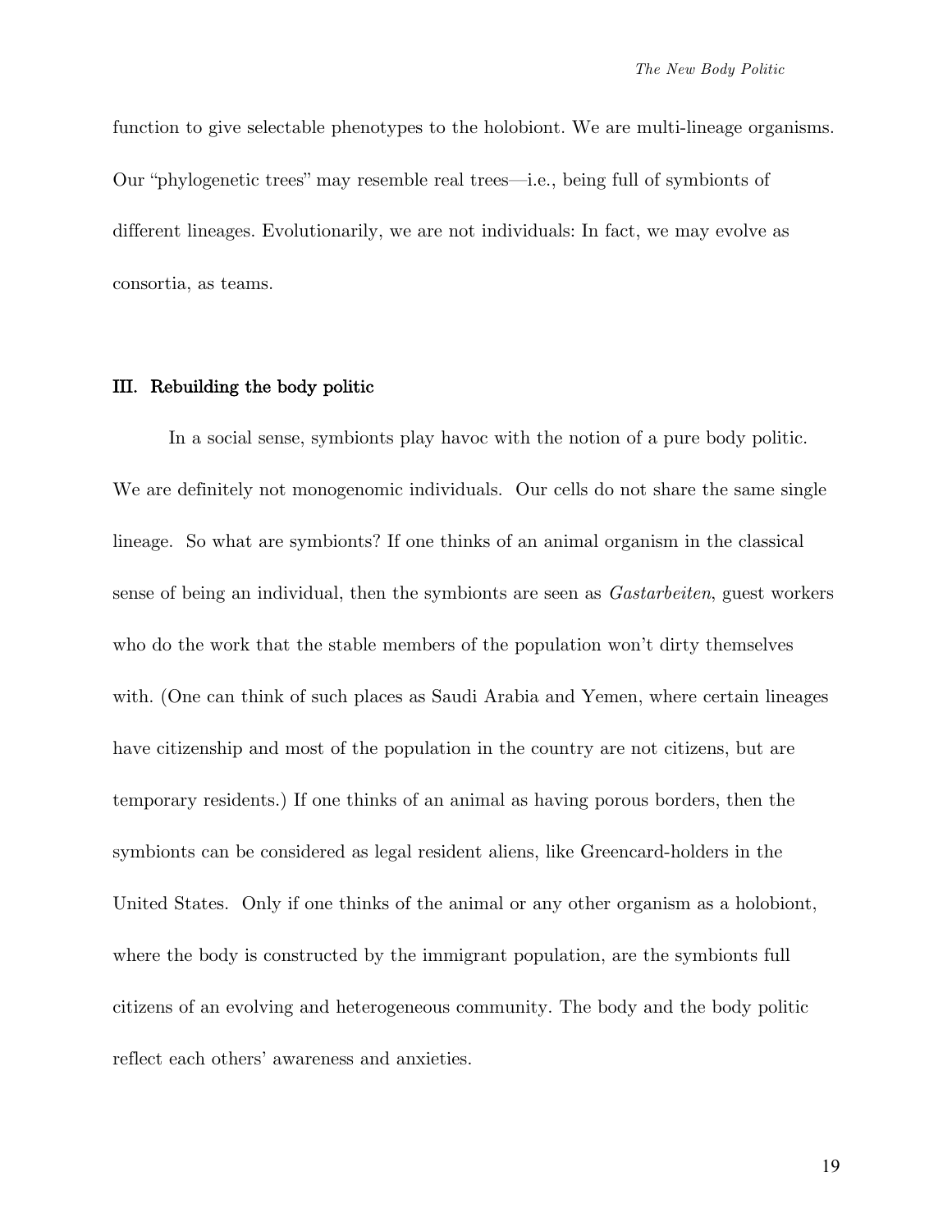function to give selectable phenotypes to the holobiont. We are multi-lineage organisms. Our "phylogenetic trees" may resemble real trees—i.e., being full of symbionts of different lineages. Evolutionarily, we are not individuals: In fact, we may evolve as consortia, as teams.

## III. Rebuilding the body politic

In a social sense, symbionts play havoc with the notion of a pure body politic. We are definitely not monogenomic individuals. Our cells do not share the same single lineage. So what are symbionts? If one thinks of an animal organism in the classical sense of being an individual, then the symbionts are seen as *Gastarbeiten*, guest workers who do the work that the stable members of the population won't dirty themselves with. (One can think of such places as Saudi Arabia and Yemen, where certain lineages have citizenship and most of the population in the country are not citizens, but are temporary residents.) If one thinks of an animal as having porous borders, then the symbionts can be considered as legal resident aliens, like Greencard-holders in the United States. Only if one thinks of the animal or any other organism as a holobiont, where the body is constructed by the immigrant population, are the symbionts full citizens of an evolving and heterogeneous community. The body and the body politic reflect each others' awareness and anxieties.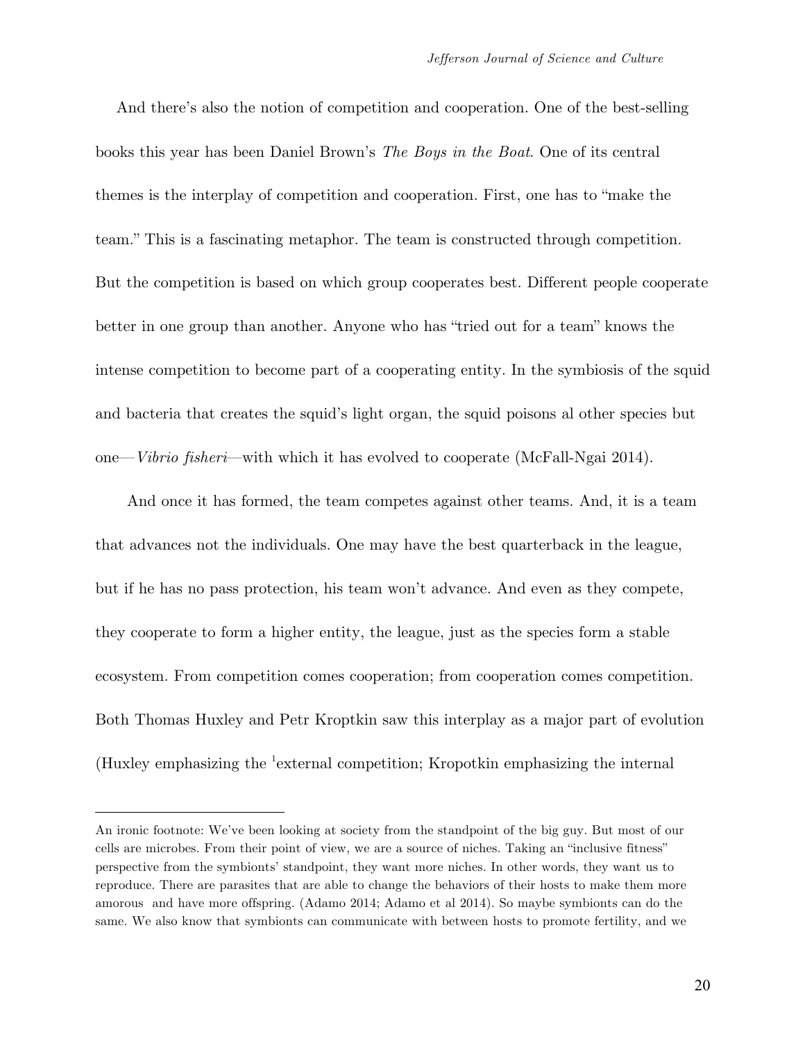And there's also the notion of competition and cooperation. One of the best-selling books this year has been Daniel Brown's *The Boys in the Boat*. One of its central themes is the interplay of competition and cooperation. First, one has to "make the team." This is a fascinating metaphor. The team is constructed through competition. But the competition is based on which group cooperates best. Different people cooperate better in one group than another. Anyone who has "tried out for a team" knows the intense competition to become part of a cooperating entity. In the symbiosis of the squid and bacteria that creates the squid's light organ, the squid poisons al other species but one—*Vibrio fisheri*—with which it has evolved to cooperate (McFall-Ngai 2014).

And once it has formed, the team competes against other teams. And, it is a team that advances not the individuals. One may have the best quarterback in the league, but if he has no pass protection, his team won't advance. And even as they compete, they cooperate to form a higher entity, the league, just as the species form a stable ecosystem. From competition comes cooperation; from cooperation comes competition. Both Thomas Huxley and Petr Kroptkin saw this interplay as a major part of evolution (Huxley emphasizing the [1]external competition; Kropotkin emphasizing the internal

---

An ironic footnote: We've been looking at society from the standpoint of the big guy. But most of our cells are microbes. From their point of view, we are a source of niches. Taking an "inclusive fitness" perspective from the symbionts' standpoint, they want more niches. In other words, they want us to reproduce. There are parasites that are able to change the behaviors of their hosts to make them more amorous and have more offspring. (Adamo 2014; Adamo et al 2014). So maybe symbionts can do the same. We also know that symbionts can communicate with between hosts to promote fertility, and we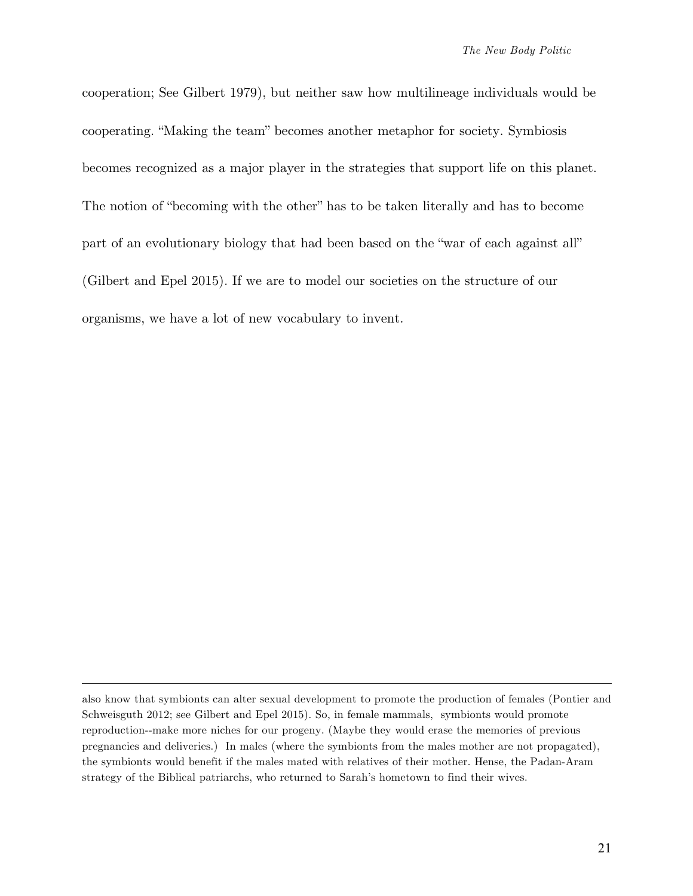cooperation; See Gilbert 1979), but neither saw how multilineage individuals would be cooperating. "Making the team" becomes another metaphor for society. Symbiosis becomes recognized as a major player in the strategies that support life on this planet. The notion of "becoming with the other" has to be taken literally and has to become part of an evolutionary biology that had been based on the "war of each against all" (Gilbert and Epel 2015). If we are to model our societies on the structure of our organisms, we have a lot of new vocabulary to invent.

---

also know that symbionts can alter sexual development to promote the production of females (Pontier and Schweisguth 2012; see Gilbert and Epel 2015). So, in female mammals, symbionts would promote reproduction--make more niches for our progeny. (Maybe they would erase the memories of previous pregnancies and deliveries.) In males (where the symbionts from the males mother are not propagated), the symbionts would benefit if the males mated with relatives of their mother. Hense, the Padan-Aram strategy of the Biblical patriarchs, who returned to Sarah's hometown to find their wives.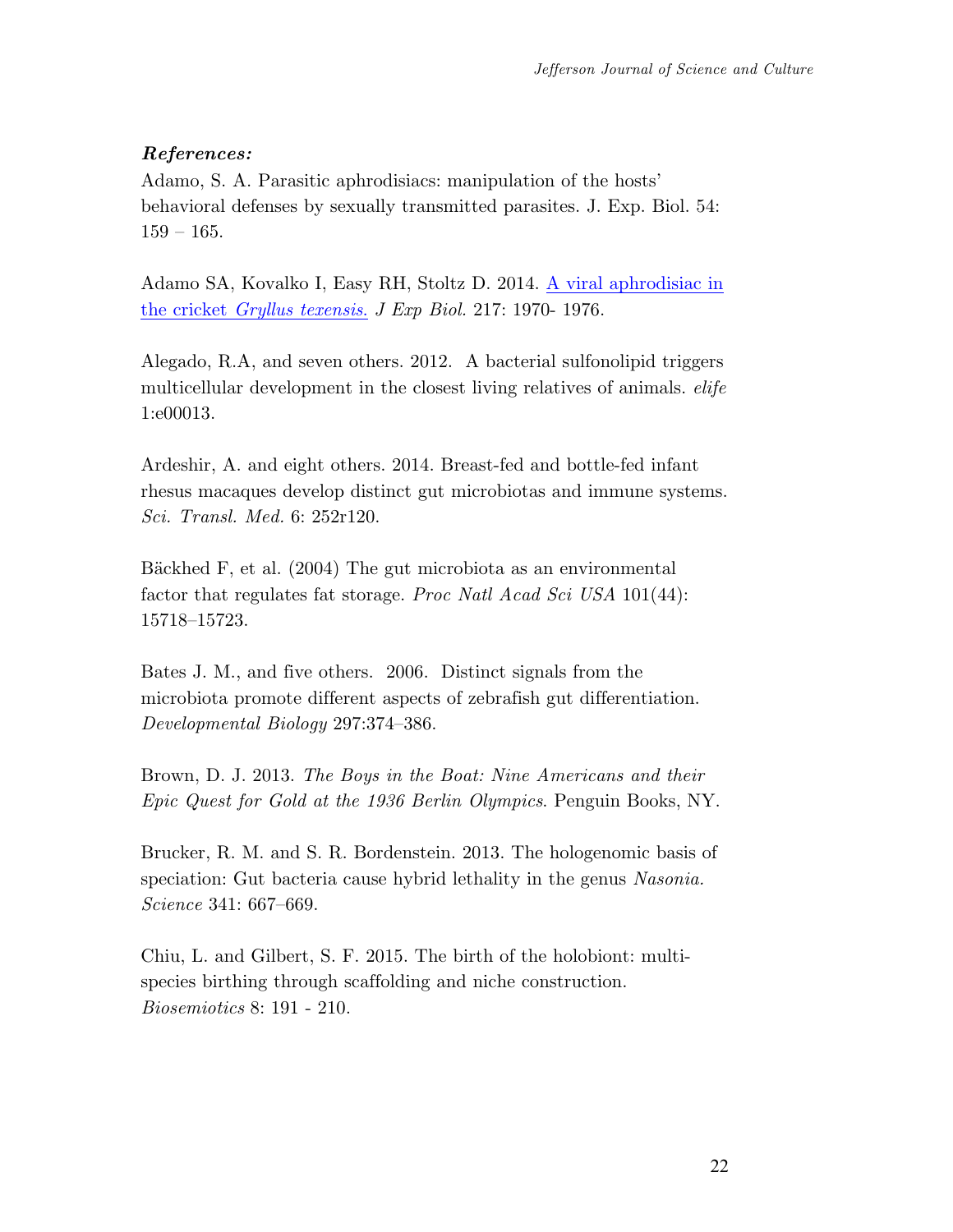***References:***

Adamo, S. A. Parasitic aphrodisiacs: manipulation of the hosts' behavioral defenses by sexually transmitted parasites. J. Exp. Biol. 54: 159 – 165.

Adamo SA, Kovalko I, Easy RH, Stoltz D. 2014. A viral aphrodisiac in the cricket *Gryllus texensis*. *J Exp Biol.* 217: 1970- 1976.

Alegado, R.A, and seven others. 2012. A bacterial sulfonolipid triggers multicellular development in the closest living relatives of animals. *elife* 1:e00013.

Ardeshir, A. and eight others. 2014. Breast-fed and bottle-fed infant rhesus macaques develop distinct gut microbiotas and immune systems. *Sci. Transl. Med.* 6: 252r120.

Bäckhed F, et al. (2004) The gut microbiota as an environmental factor that regulates fat storage. *Proc Natl Acad Sci USA* 101(44): 15718–15723.

Bates J. M., and five others. 2006. Distinct signals from the microbiota promote different aspects of zebrafish gut differentiation. *Developmental Biology* 297:374–386.

Brown, D. J. 2013. *The Boys in the Boat: Nine Americans and their Epic Quest for Gold at the 1936 Berlin Olympics*. Penguin Books, NY.

Brucker, R. M. and S. R. Bordenstein. 2013. The hologenomic basis of speciation: Gut bacteria cause hybrid lethality in the genus *Nasonia. Science* 341: 667–669.

Chiu, L. and Gilbert, S. F. 2015. The birth of the holobiont: multi-species birthing through scaffolding and niche construction. *Biosemiotics* 8: 191 - 210.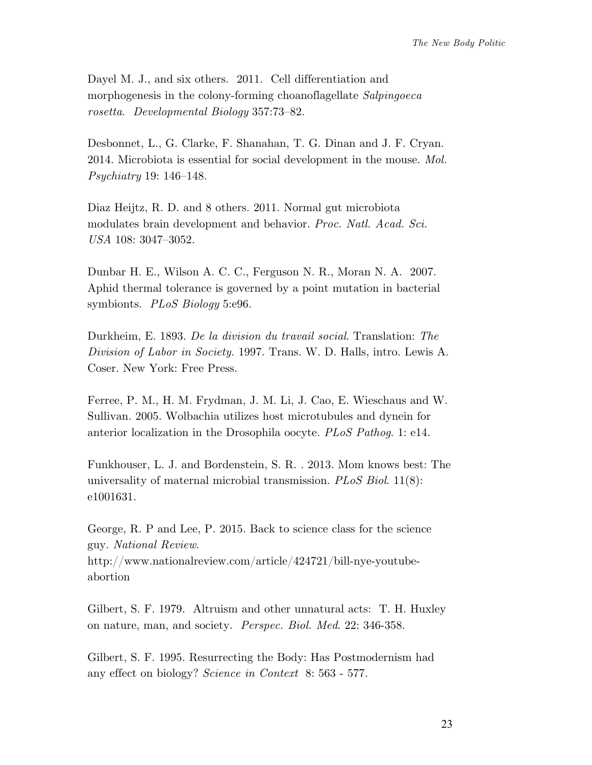Dayel M. J., and six others. 2011. Cell differentiation and morphogenesis in the colony-forming choanoflagellate *Salpingoeca rosetta*. *Developmental Biology* 357:73–82.

Desbonnet, L., G. Clarke, F. Shanahan, T. G. Dinan and J. F. Cryan. 2014. Microbiota is essential for social development in the mouse. *Mol. Psychiatry* 19: 146–148.

Diaz Heijtz, R. D. and 8 others. 2011. Normal gut microbiota modulates brain development and behavior. *Proc. Natl. Acad. Sci. USA* 108: 3047–3052.

Dunbar H. E., Wilson A. C. C., Ferguson N. R., Moran N. A. 2007. Aphid thermal tolerance is governed by a point mutation in bacterial symbionts. *PLoS Biology* 5:e96.

Durkheim, E. 1893. *De la division du travail social*. Translation: *The Division of Labor in Society.* 1997. Trans. W. D. Halls, intro. Lewis A. Coser. New York: Free Press.

Ferree, P. M., H. M. Frydman, J. M. Li, J. Cao, E. Wieschaus and W. Sullivan. 2005. Wolbachia utilizes host microtubules and dynein for anterior localization in the Drosophila oocyte. *PLoS Pathog*. 1: e14.

Funkhouser, L. J. and Bordenstein, S. R. . 2013. Mom knows best: The universality of maternal microbial transmission. *PLoS Biol*. 11(8): e1001631.

George, R. P and Lee, P. 2015. Back to science class for the science guy. *National Review*. http://www.nationalreview.com/article/424721/bill-nye-youtube-abortion

Gilbert, S. F. 1979. Altruism and other unnatural acts: T. H. Huxley on nature, man, and society. *Perspec. Biol. Med*. 22: 346-358.

Gilbert, S. F. 1995. Resurrecting the Body: Has Postmodernism had any effect on biology? *Science in Context* 8: 563 - 577.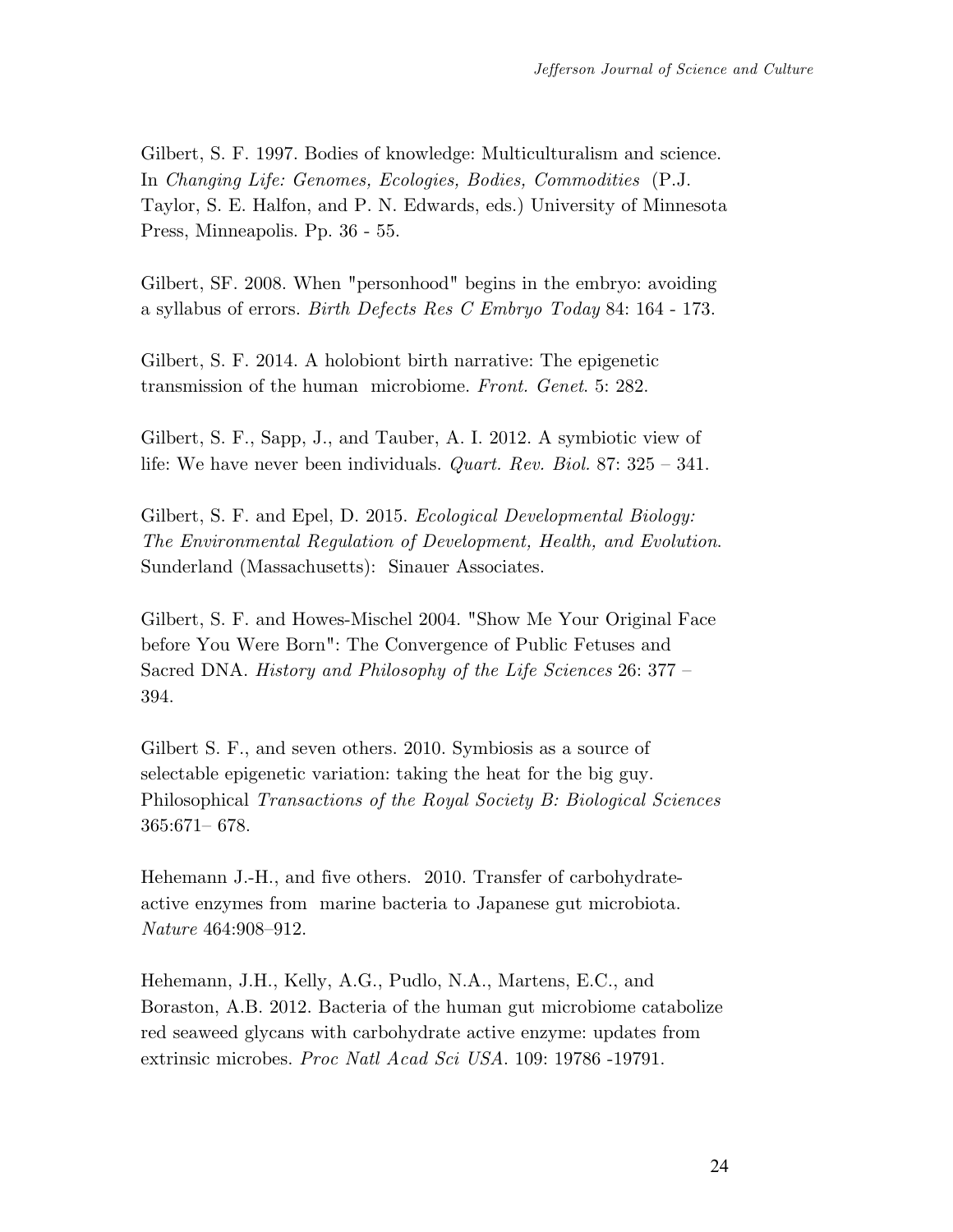Gilbert, S. F. 1997. Bodies of knowledge: Multiculturalism and science. In *Changing Life: Genomes, Ecologies, Bodies, Commodities* (P.J. Taylor, S. E. Halfon, and P. N. Edwards, eds.) University of Minnesota Press, Minneapolis. Pp. 36 - 55.

Gilbert, SF. 2008. When "personhood" begins in the embryo: avoiding a syllabus of errors. *Birth Defects Res C Embryo Today* 84: 164 - 173.

Gilbert, S. F. 2014. A holobiont birth narrative: The epigenetic transmission of the human microbiome. *Front. Genet*. 5: 282.

Gilbert, S. F., Sapp, J., and Tauber, A. I. 2012. A symbiotic view of life: We have never been individuals. *Quart. Rev. Biol.* 87: 325 – 341.

Gilbert, S. F. and Epel, D. 2015. *Ecological Developmental Biology: The Environmental Regulation of Development, Health, and Evolution*. Sunderland (Massachusetts): Sinauer Associates.

Gilbert, S. F. and Howes-Mischel 2004. "Show Me Your Original Face before You Were Born": The Convergence of Public Fetuses and Sacred DNA. *History and Philosophy of the Life Sciences* 26: 377 – 394.

Gilbert S. F., and seven others. 2010. Symbiosis as a source of selectable epigenetic variation: taking the heat for the big guy. Philosophical *Transactions of the Royal Society B: Biological Sciences* 365:671– 678.

Hehemann J.-H., and five others. 2010. Transfer of carbohydrate-active enzymes from marine bacteria to Japanese gut microbiota. *Nature* 464:908–912.

Hehemann, J.H., Kelly, A.G., Pudlo, N.A., Martens, E.C., and Boraston, A.B. 2012. Bacteria of the human gut microbiome catabolize red seaweed glycans with carbohydrate active enzyme: updates from extrinsic microbes. *Proc Natl Acad Sci USA*. 109: 19786 -19791.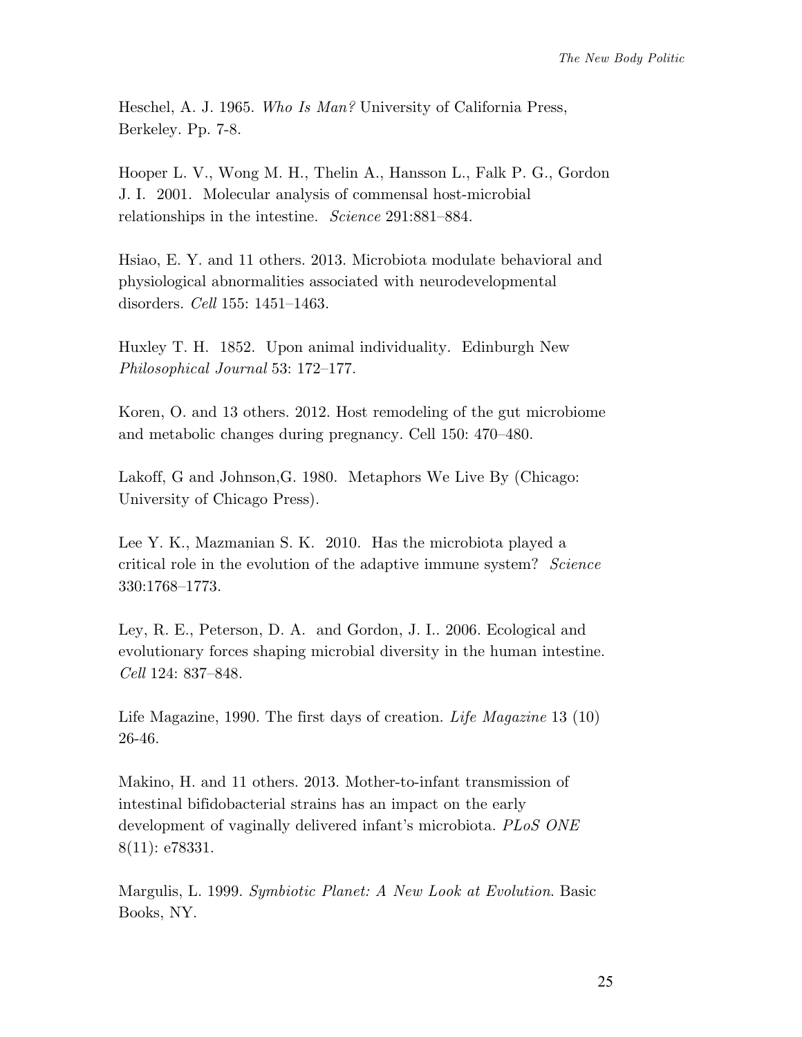Heschel, A. J. 1965. *Who Is Man?* University of California Press, Berkeley. Pp. 7-8.

Hooper L. V., Wong M. H., Thelin A., Hansson L., Falk P. G., Gordon J. I. 2001. Molecular analysis of commensal host-microbial relationships in the intestine. *Science* 291:881–884.

Hsiao, E. Y. and 11 others. 2013. Microbiota modulate behavioral and physiological abnormalities associated with neurodevelopmental disorders. *Cell* 155: 1451–1463.

Huxley T. H. 1852. Upon animal individuality. Edinburgh New *Philosophical Journal* 53: 172–177.

Koren, O. and 13 others. 2012. Host remodeling of the gut microbiome and metabolic changes during pregnancy. Cell 150: 470–480.

Lakoff, G and Johnson,G. 1980. Metaphors We Live By (Chicago: University of Chicago Press).

Lee Y. K., Mazmanian S. K. 2010. Has the microbiota played a critical role in the evolution of the adaptive immune system? *Science* 330:1768–1773.

Ley, R. E., Peterson, D. A. and Gordon, J. I.. 2006. Ecological and evolutionary forces shaping microbial diversity in the human intestine. *Cell* 124: 837–848.

Life Magazine, 1990. The first days of creation. *Life Magazine* 13 (10) 26-46.

Makino, H. and 11 others. 2013. Mother-to-infant transmission of intestinal bifidobacterial strains has an impact on the early development of vaginally delivered infant's microbiota. *PLoS ONE* 8(11): e78331.

Margulis, L. 1999. *Symbiotic Planet: A New Look at Evolution*. Basic Books, NY.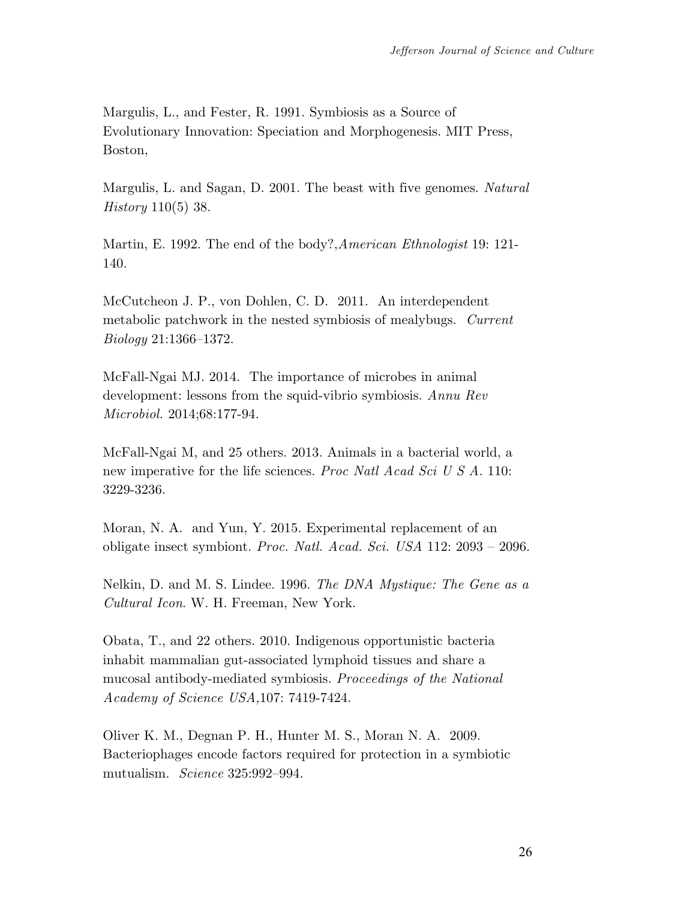Margulis, L., and Fester, R. 1991. Symbiosis as a Source of Evolutionary Innovation: Speciation and Morphogenesis. MIT Press, Boston,

Margulis, L. and Sagan, D. 2001. The beast with five genomes. *Natural History* 110(5) 38.

Martin, E. 1992. The end of the body?,*American Ethnologist* 19: 121-140.

McCutcheon J. P., von Dohlen, C. D. 2011. An interdependent metabolic patchwork in the nested symbiosis of mealybugs. *Current Biology* 21:1366–1372.

McFall-Ngai MJ. 2014. The importance of microbes in animal development: lessons from the squid-vibrio symbiosis. *Annu Rev Microbiol.* 2014;68:177-94.

McFall-Ngai M, and 25 others. 2013. Animals in a bacterial world, a new imperative for the life sciences. *Proc Natl Acad Sci U S A.* 110: 3229-3236.

Moran, N. A. and Yun, Y. 2015. Experimental replacement of an obligate insect symbiont. *Proc. Natl. Acad. Sci. USA* 112: 2093 – 2096.

Nelkin, D. and M. S. Lindee. 1996. *The DNA Mystique: The Gene as a Cultural Icon*. W. H. Freeman, New York.

Obata, T., and 22 others. 2010. Indigenous opportunistic bacteria inhabit mammalian gut-associated lymphoid tissues and share a mucosal antibody-mediated symbiosis. *Proceedings of the National Academy of Science USA*,107: 7419-7424.

Oliver K. M., Degnan P. H., Hunter M. S., Moran N. A. 2009. Bacteriophages encode factors required for protection in a symbiotic mutualism. *Science* 325:992–994.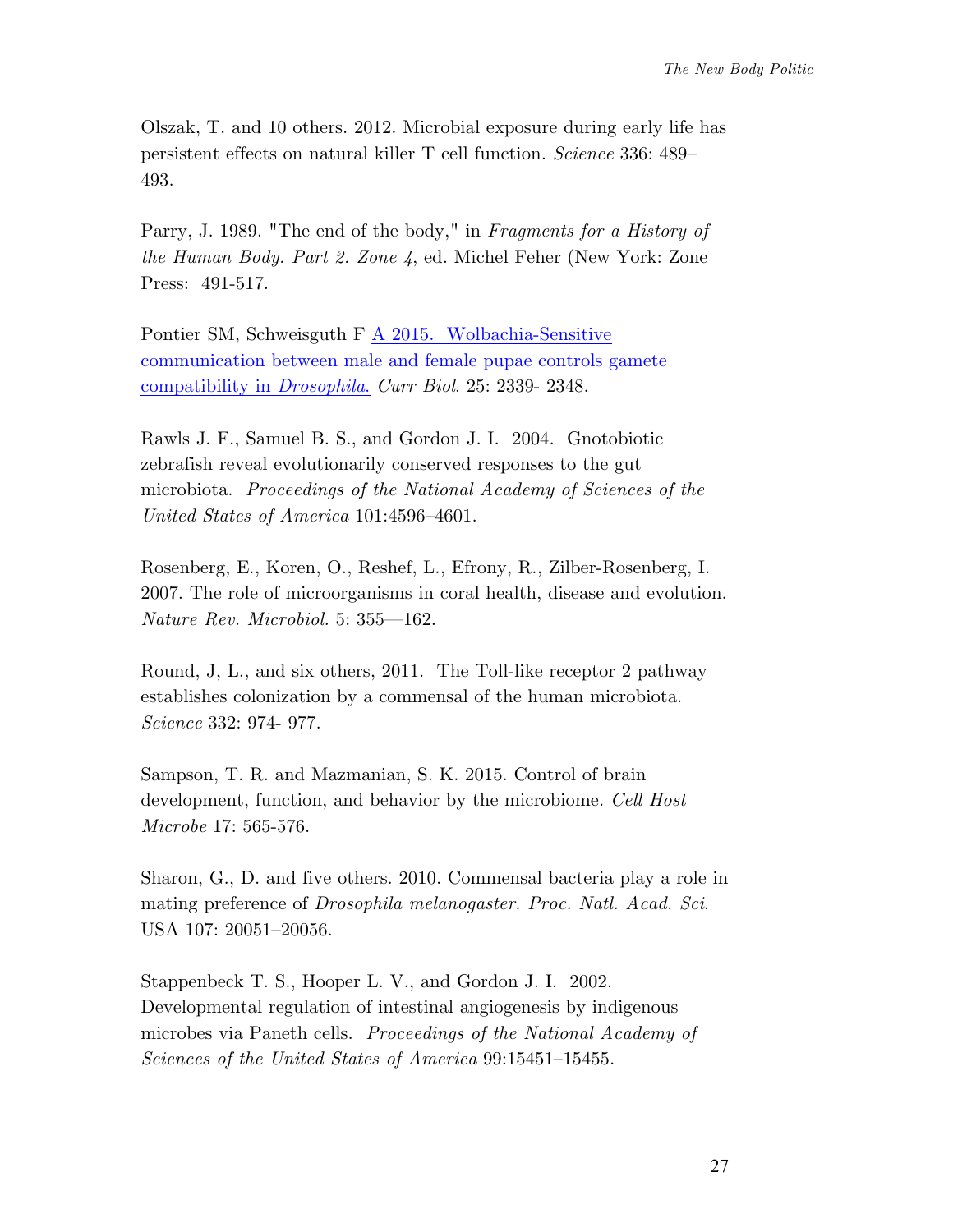Olszak, T. and 10 others. 2012. Microbial exposure during early life has persistent effects on natural killer T cell function. *Science* 336: 489–493.

Parry, J. 1989. "The end of the body," in *Fragments for a History of the Human Body. Part 2. Zone 4*, ed. Michel Feher (New York: Zone Press: 491-517.

Pontier SM, Schweisguth F A 2015. Wolbachia-Sensitive communication between male and female pupae controls gamete compatibility in *Drosophila*. *Curr Biol.* 25: 2339- 2348.

Rawls J. F., Samuel B. S., and Gordon J. I. 2004. Gnotobiotic zebrafish reveal evolutionarily conserved responses to the gut microbiota. *Proceedings of the National Academy of Sciences of the United States of America* 101:4596–4601.

Rosenberg, E., Koren, O., Reshef, L., Efrony, R., Zilber-Rosenberg, I. 2007. The role of microorganisms in coral health, disease and evolution. *Nature Rev. Microbiol.* 5: 355—162.

Round, J, L., and six others, 2011. The Toll-like receptor 2 pathway establishes colonization by a commensal of the human microbiota. *Science* 332: 974- 977.

Sampson, T. R. and Mazmanian, S. K. 2015. Control of brain development, function, and behavior by the microbiome. *Cell Host Microbe* 17: 565-576.

Sharon, G., D. and five others. 2010. Commensal bacteria play a role in mating preference of *Drosophila melanogaster. Proc. Natl. Acad. Sci*. USA 107: 20051–20056.

Stappenbeck T. S., Hooper L. V., and Gordon J. I. 2002. Developmental regulation of intestinal angiogenesis by indigenous microbes via Paneth cells. *Proceedings of the National Academy of Sciences of the United States of America* 99:15451–15455.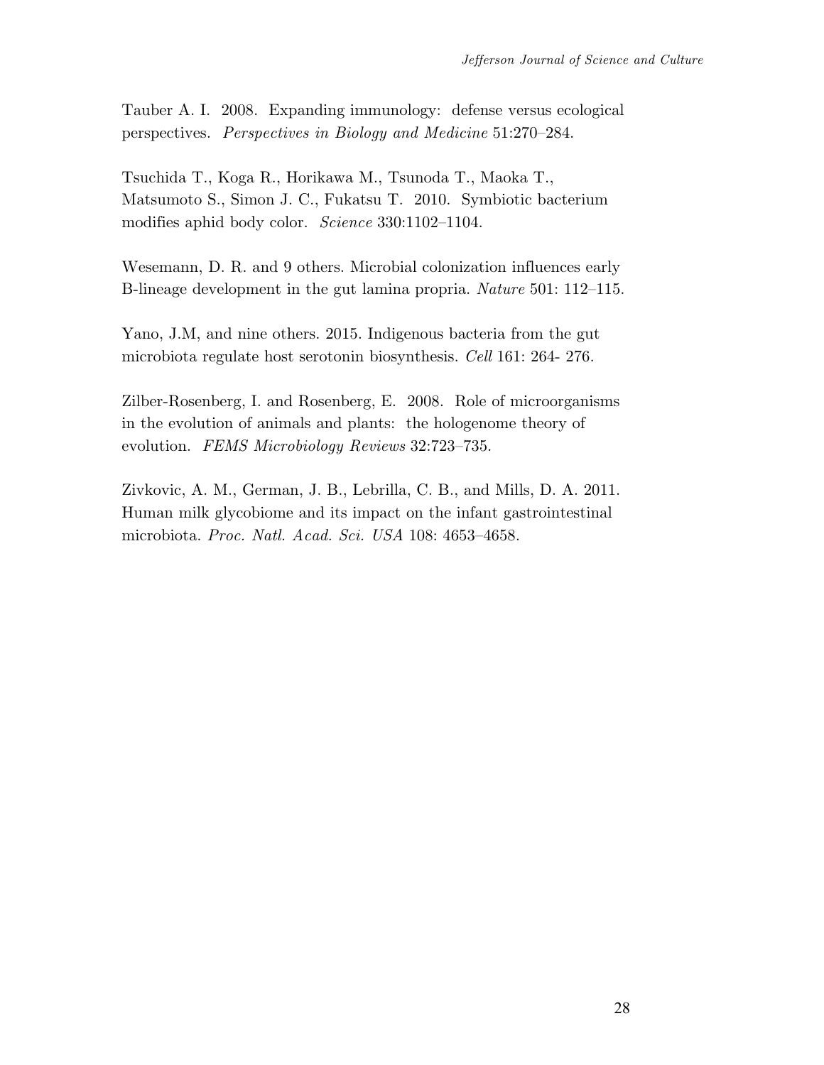Tauber A. I. 2008. Expanding immunology: defense versus ecological perspectives. *Perspectives in Biology and Medicine* 51:270–284.

Tsuchida T., Koga R., Horikawa M., Tsunoda T., Maoka T., Matsumoto S., Simon J. C., Fukatsu T. 2010. Symbiotic bacterium modifies aphid body color. *Science* 330:1102–1104.

Wesemann, D. R. and 9 others. Microbial colonization influences early B-lineage development in the gut lamina propria. *Nature* 501: 112–115.

Yano, J.M, and nine others. 2015. Indigenous bacteria from the gut microbiota regulate host serotonin biosynthesis. *Cell* 161: 264- 276.

Zilber-Rosenberg, I. and Rosenberg, E. 2008. Role of microorganisms in the evolution of animals and plants: the hologenome theory of evolution. *FEMS Microbiology Reviews* 32:723–735.

Zivkovic, A. M., German, J. B., Lebrilla, C. B., and Mills, D. A. 2011. Human milk glycobiome and its impact on the infant gastrointestinal microbiota. *Proc. Natl. Acad. Sci. USA* 108: 4653–4658.